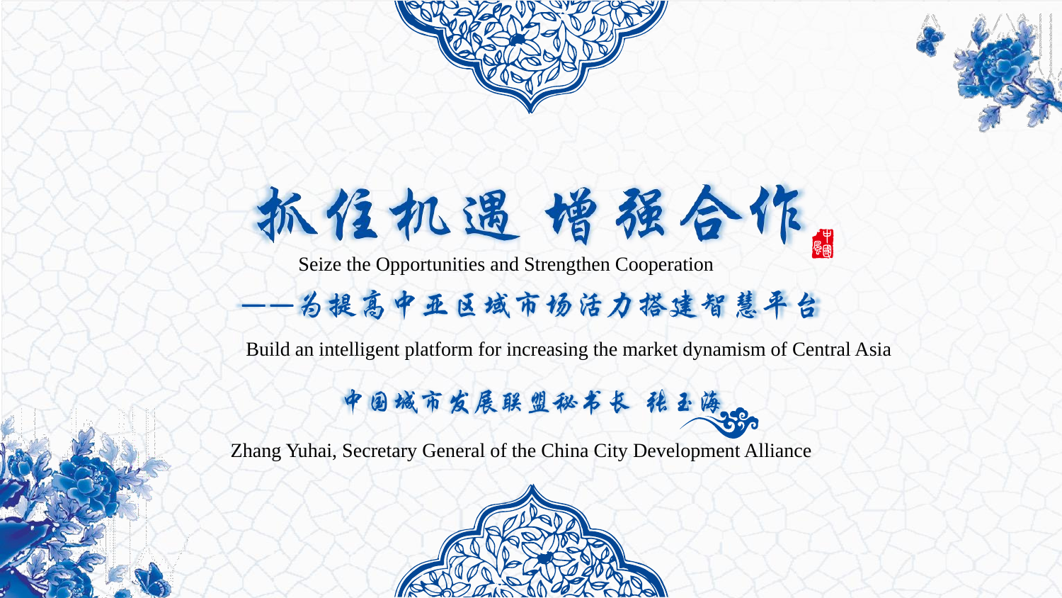# 抓住机遇 增强合作

Seize the Opportunities and Strengthen Cooperation

## ——为提高中亚区域市场活力搭建智慧平台

Build an intelligent platform for increasing the market dynamism of Central Asia

中国城市发展联盟秘书长 张玉海

Zhang Yuhai, Secretary General of the China City Development Alliance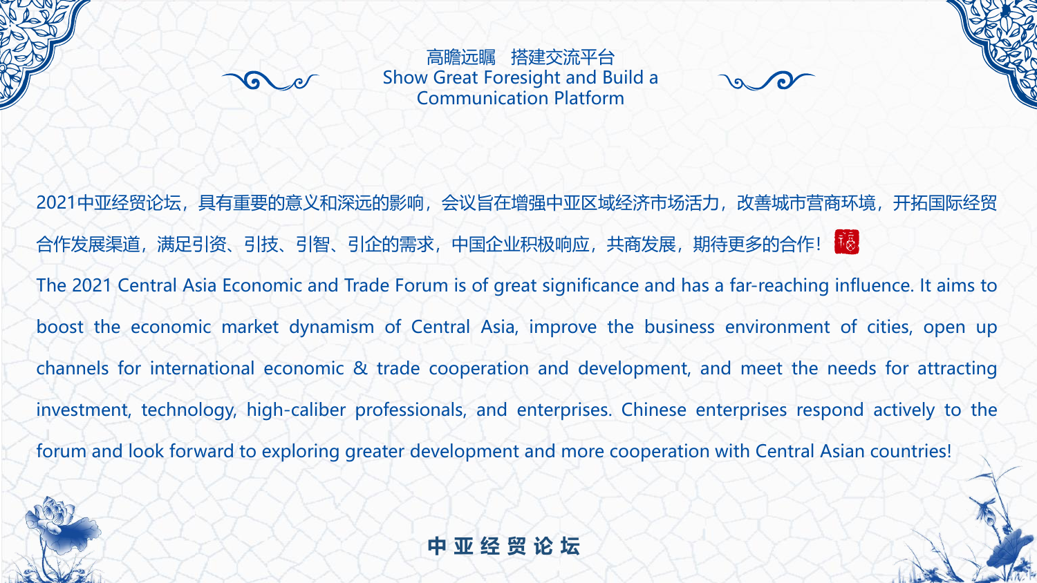## 高瞻远瞩 搭建交流平台
## Show Great Foresight and Build a Communication Platform

2021中亚经贸论坛，具有重要的意义和深远的影响，会议旨在增强中亚区域经济市场活力，改善城市营商环境，开拓国际经贸合作发展渠道，满足引资、引技、引智、引企的需求，中国企业积极响应，共商发展，期待更多的合作！

The 2021 Central Asia Economic and Trade Forum is of great significance and has a far-reaching influence. It aims to boost the economic market dynamism of Central Asia, improve the business environment of cities, open up channels for international economic & trade cooperation and development, and meet the needs for attracting investment, technology, high-caliber professionals, and enterprises. Chinese enterprises respond actively to the forum and look forward to exploring greater development and more cooperation with Central Asian countries!

**中 亚 经 贸 论 坛**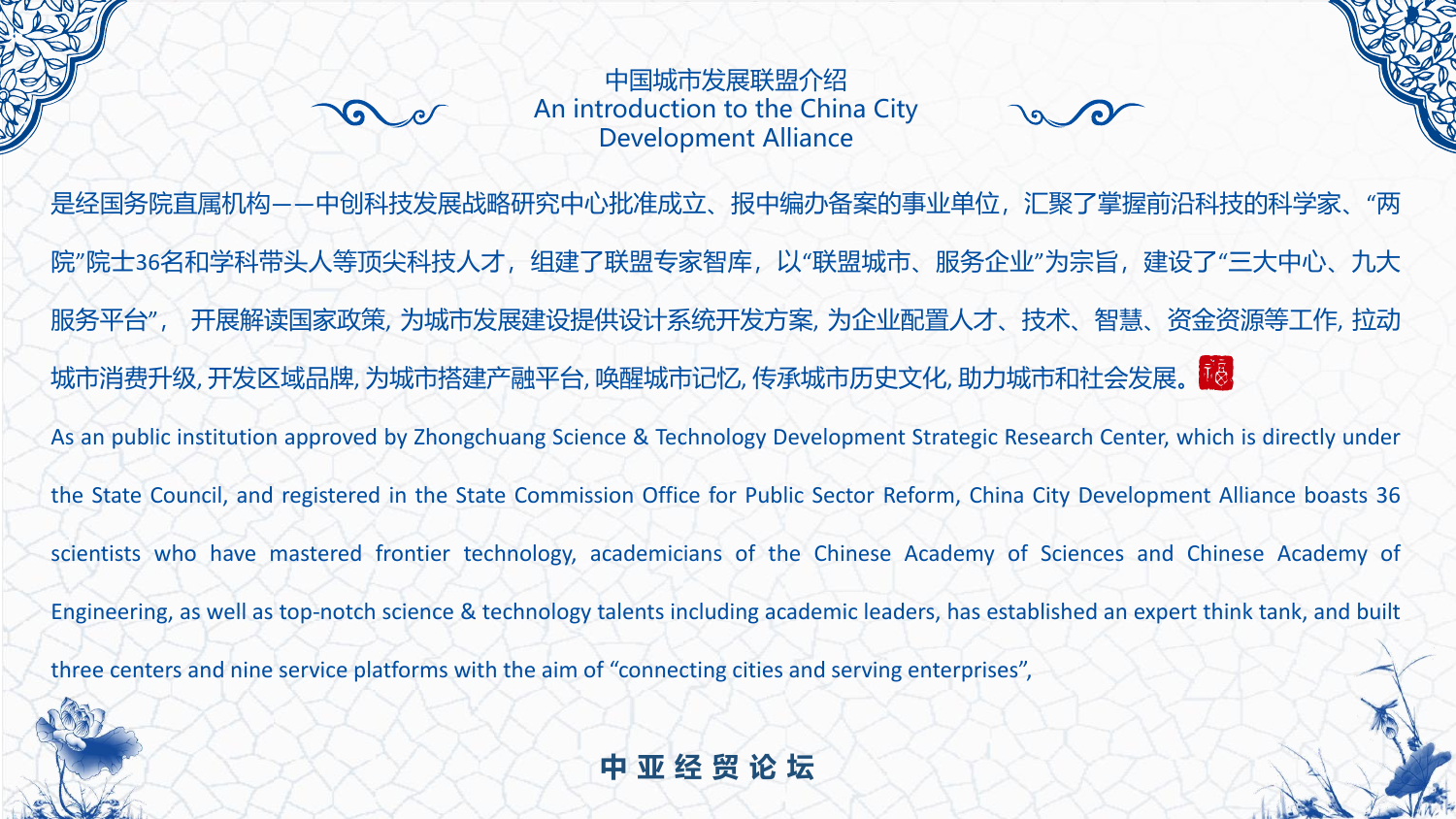# 中国城市发展联盟介绍
# An introduction to the China City Development Alliance

是经国务院直属机构——中创科技发展战略研究中心批准成立、报中编办备案的事业单位，汇聚了掌握前沿科技的科学家、“两院”院士36名和学科带头人等顶尖科技人才，组建了联盟专家智库，以“联盟城市、服务企业”为宗旨，建设了“三大中心、九大服务平台”， 开展解读国家政策, 为城市发展建设提供设计系统开发方案, 为企业配置人才、技术、智慧、资金资源等工作, 拉动城市消费升级, 开发区域品牌, 为城市搭建产融平台, 唤醒城市记忆, 传承城市历史文化, 助力城市和社会发展。

As an public institution approved by Zhongchuang Science & Technology Development Strategic Research Center, which is directly under the State Council, and registered in the State Commission Office for Public Sector Reform, China City Development Alliance boasts 36 scientists who have mastered frontier technology, academicians of the Chinese Academy of Sciences and Chinese Academy of Engineering, as well as top-notch science & technology talents including academic leaders, has established an expert think tank, and built three centers and nine service platforms with the aim of “connecting cities and serving enterprises”,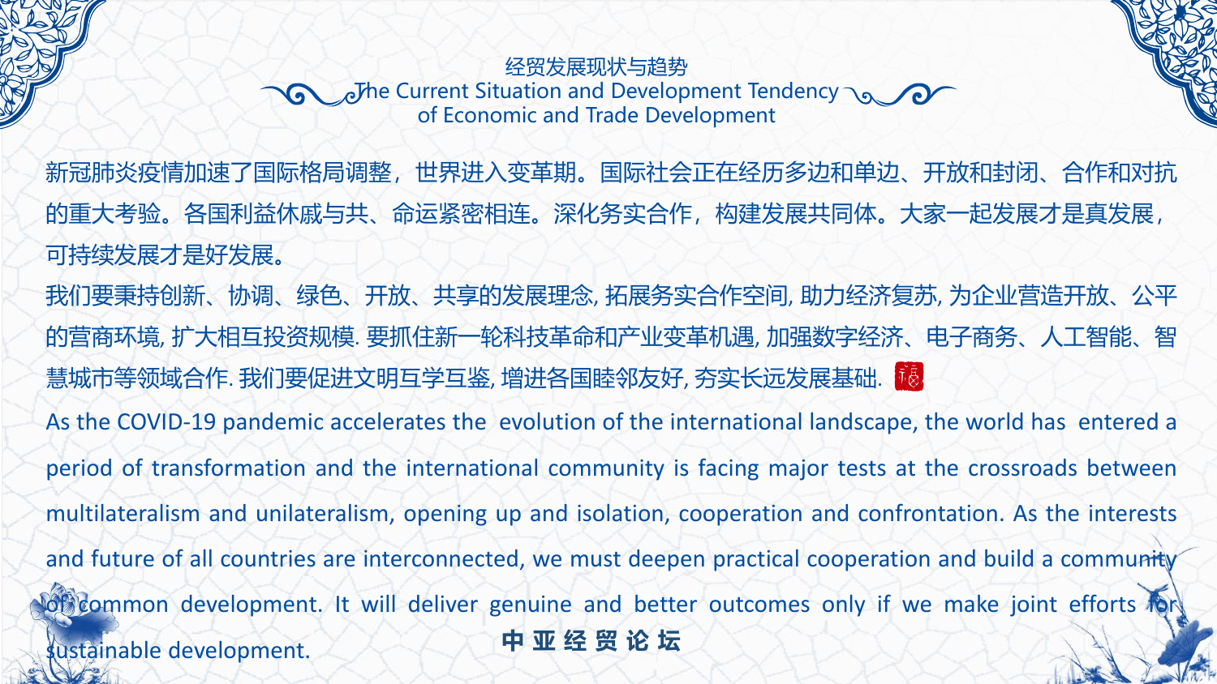## 经贸发展现状与趋势

## The Current Situation and Development Tendency of Economic and Trade Development

新冠肺炎疫情加速了国际格局调整，世界进入变革期。国际社会正在经历多边和单边、开放和封闭、合作和对抗的重大考验。各国利益休戚与共、命运紧密相连。深化务实合作，构建发展共同体。大家一起发展才是真发展，可持续发展才是好发展。

我们要秉持创新、协调、绿色、开放、共享的发展理念, 拓展务实合作空间, 助力经济复苏, 为企业营造开放、公平的营商环境, 扩大相互投资规模. 要抓住新一轮科技革命和产业变革机遇, 加强数字经济、电子商务、人工智能、智慧城市等领域合作. 我们要促进文明互学互鉴, 增进各国睦邻友好, 夯实长远发展基础.

As the COVID-19 pandemic accelerates the evolution of the international landscape, the world has entered a period of transformation and the international community is facing major tests at the crossroads between multilateralism and unilateralism, opening up and isolation, cooperation and confrontation. As the interests and future of all countries are interconnected, we must deepen practical cooperation and build a community of common development. It will deliver genuine and better outcomes only if we make joint efforts for sustainable development.

中 亚 经 贸 论 坛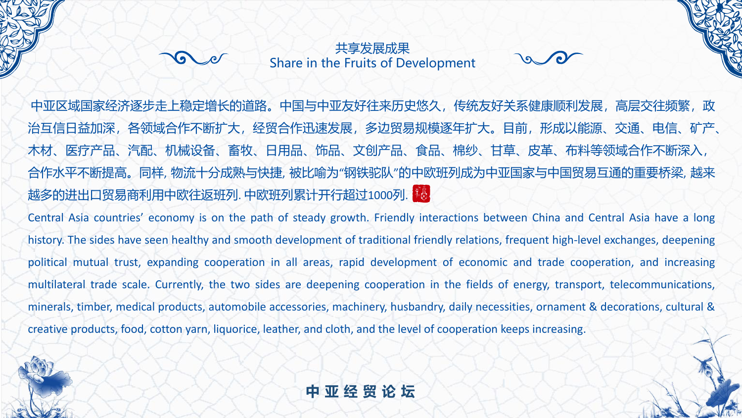## 共享发展成果
## Share in the Fruits of Development

中亚区域国家经济逐步走上稳定增长的道路。中国与中亚友好往来历史悠久，传统友好关系健康顺利发展，高层交往频繁，政治互信日益加深，各领域合作不断扩大，经贸合作迅速发展，多边贸易规模逐年扩大。目前，形成以能源、交通、电信、矿产、木材、医疗产品、汽配、机械设备、畜牧、日用品、饰品、文创产品、食品、棉纱、甘草、皮革、布料等领域合作不断深入，合作水平不断提高。同样, 物流十分成熟与快捷, 被比喻为"钢铁驼队"的中欧班列成为中亚国家与中国贸易互通的重要桥梁, 越来越多的进出口贸易商利用中欧往返班列. 中欧班列累计开行超过1000列.

Central Asia countries' economy is on the path of steady growth. Friendly interactions between China and Central Asia have a long history. The sides have seen healthy and smooth development of traditional friendly relations, frequent high-level exchanges, deepening political mutual trust, expanding cooperation in all areas, rapid development of economic and trade cooperation, and increasing multilateral trade scale. Currently, the two sides are deepening cooperation in the fields of energy, transport, telecommunications, minerals, timber, medical products, automobile accessories, machinery, husbandry, daily necessities, ornament & decorations, cultural & creative products, food, cotton yarn, liquorice, leather, and cloth, and the level of cooperation keeps increasing.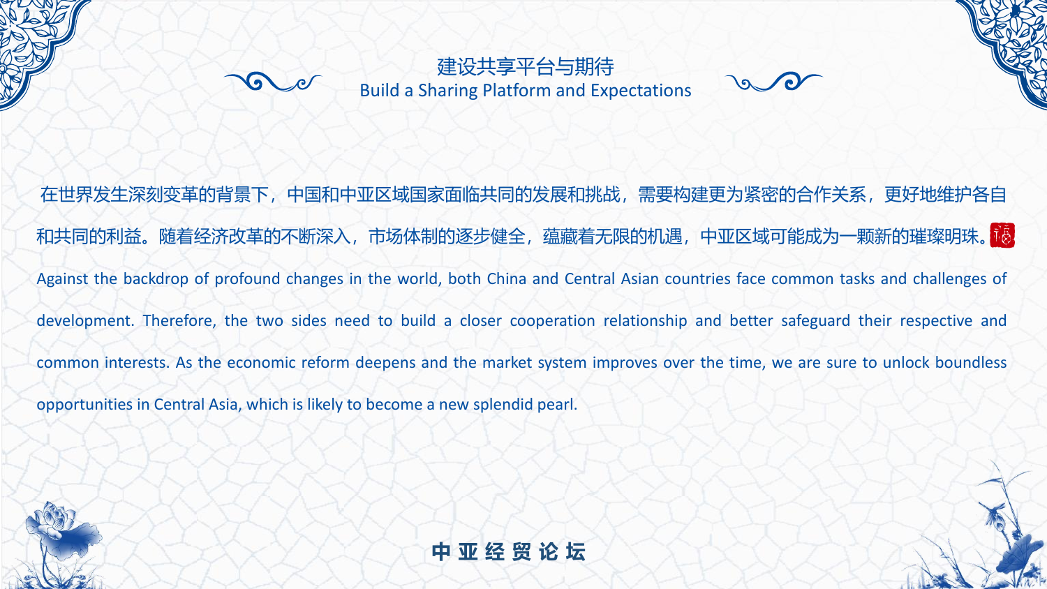## 建设共享平台与期待

## Build a Sharing Platform and Expectations

在世界发生深刻变革的背景下，中国和中亚区域国家面临共同的发展和挑战，需要构建更为紧密的合作关系，更好地维护各自和共同的利益。随着经济改革的不断深入，市场体制的逐步健全，蕴藏着无限的机遇，中亚区域可能成为一颗新的璀璨明珠。

Against the backdrop of profound changes in the world, both China and Central Asian countries face common tasks and challenges of development. Therefore, the two sides need to build a closer cooperation relationship and better safeguard their respective and common interests. As the economic reform deepens and the market system improves over the time, we are sure to unlock boundless opportunities in Central Asia, which is likely to become a new splendid pearl.

中 亚 经 贸 论 坛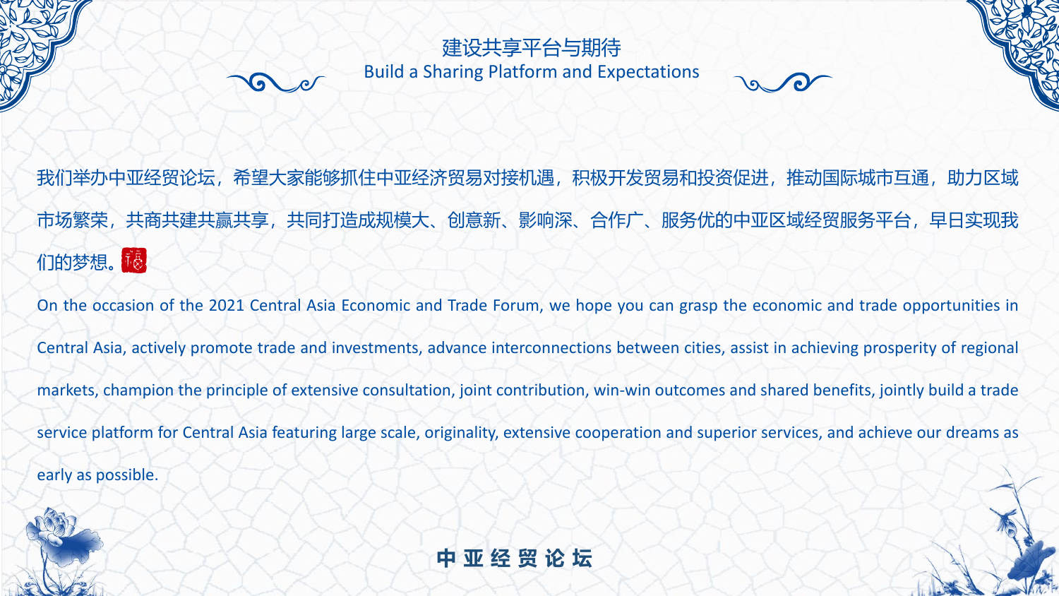## 建设共享平台与期待

## Build a Sharing Platform and Expectations

我们举办中亚经贸论坛，希望大家能够抓住中亚经济贸易对接机遇，积极开发贸易和投资促进，推动国际城市互通，助力区域市场繁荣，共商共建共赢共享，共同打造成规模大、创意新、影响深、合作广、服务优的中亚区域经贸服务平台，早日实现我们的梦想。

On the occasion of the 2021 Central Asia Economic and Trade Forum, we hope you can grasp the economic and trade opportunities in Central Asia, actively promote trade and investments, advance interconnections between cities, assist in achieving prosperity of regional markets, champion the principle of extensive consultation, joint contribution, win-win outcomes and shared benefits, jointly build a trade service platform for Central Asia featuring large scale, originality, extensive cooperation and superior services, and achieve our dreams as early as possible.

**中 亚 经 贸 论 坛**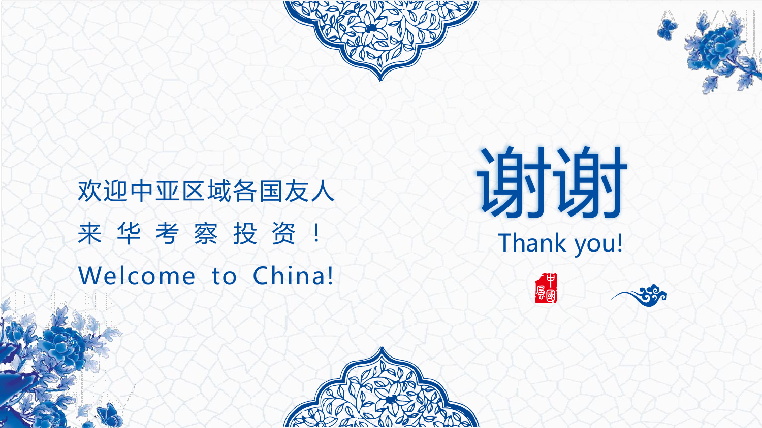欢迎中亚区域各国友人

来 华 考 察 投 资 ！

Welcome to China!

# 谢谢

Thank you!